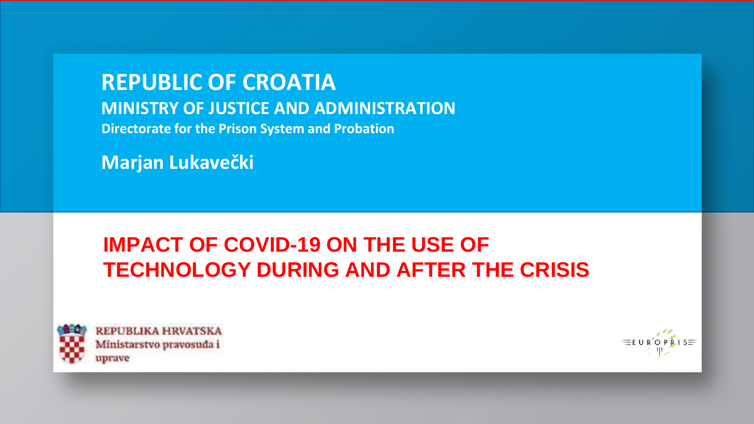**REPUBLIC OF CROATIA**

**MINISTRY OF JUSTICE AND ADMINISTRATION**

**Directorate for the Prison System and Probation**

**Marjan Lukavečki**

# IMPACT OF COVID-19 ON THE USE OF TECHNOLOGY DURING AND AFTER THE CRISIS

REPUBLIKA HRVATSKA
Ministarstvo pravosuđa i uprave

EUROPRIS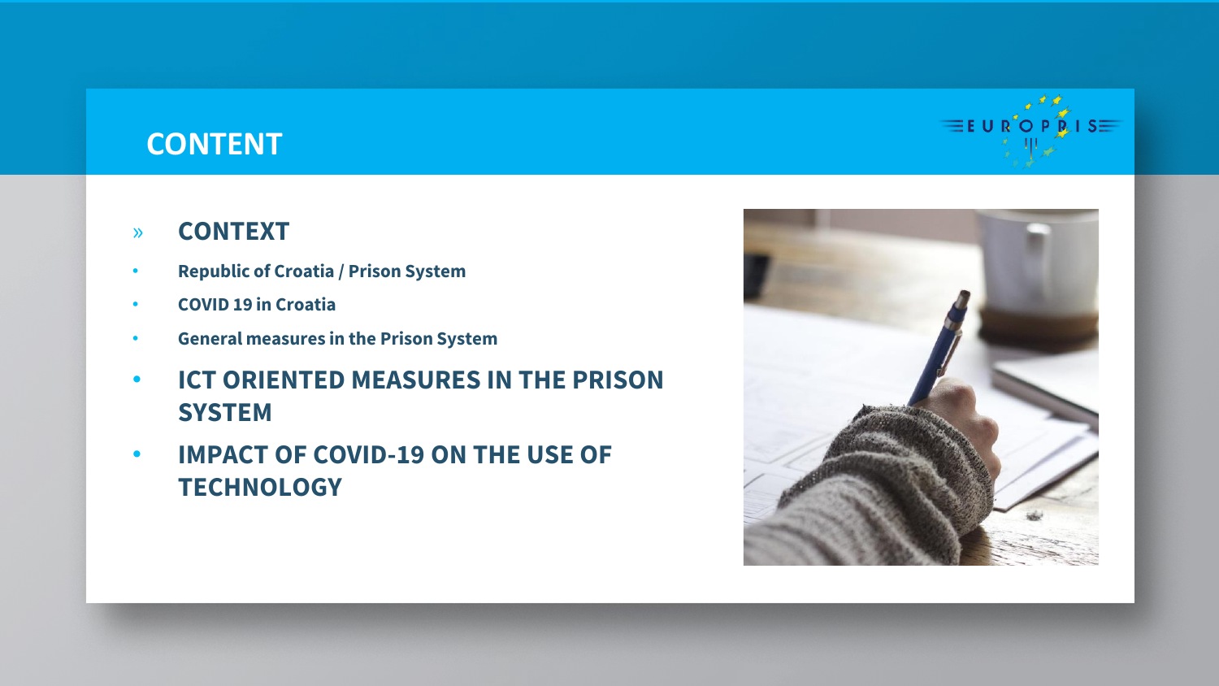# CONTENT

- **CONTEXT**
  - **Republic of Croatia / Prison System**
  - **COVID 19 in Croatia**
  - **General measures in the Prison System**
- **ICT ORIENTED MEASURES IN THE PRISON SYSTEM**
- **IMPACT OF COVID-19 ON THE USE OF TECHNOLOGY**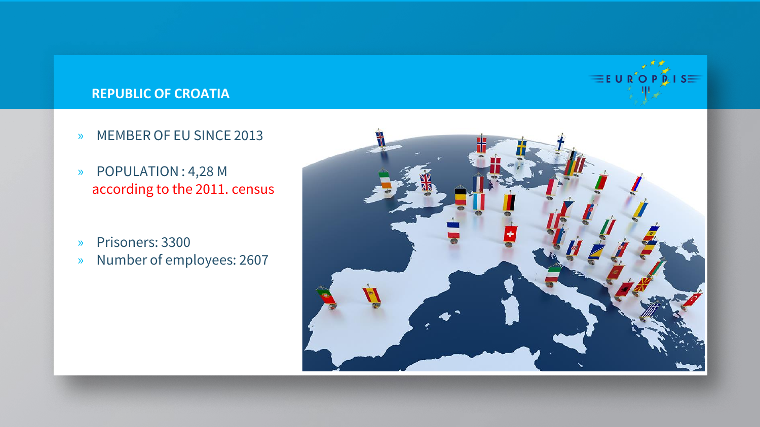## REPUBLIC OF CROATIA

- MEMBER OF EU SINCE 2013
- POPULATION : 4,28 M
  according to the 2011. census

- Prisoners: 3300
- Number of employees: 2607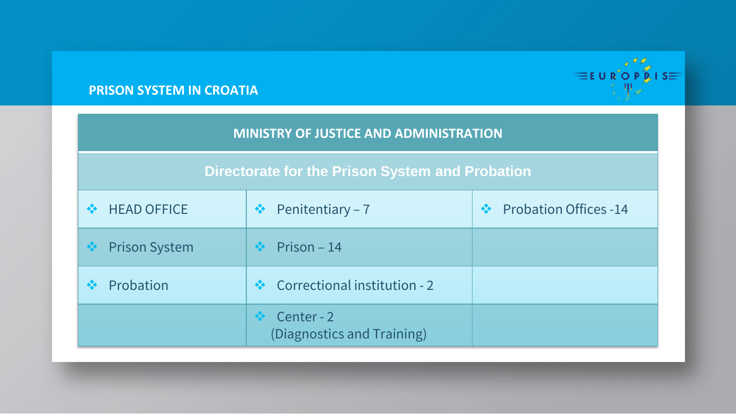## PRISON SYSTEM IN CROATIA

| MINISTRY OF JUSTICE AND ADMINISTRATION | | |
|---|---|---|
| Directorate for the Prison System and Probation | | |
| HEAD OFFICE | Penitentiary – 7 | Probation Offices -14 |
| Prison System | Prison – 14 | |
| Probation | Correctional institution - 2 | |
| | Center - 2 (Diagnostics and Training) | |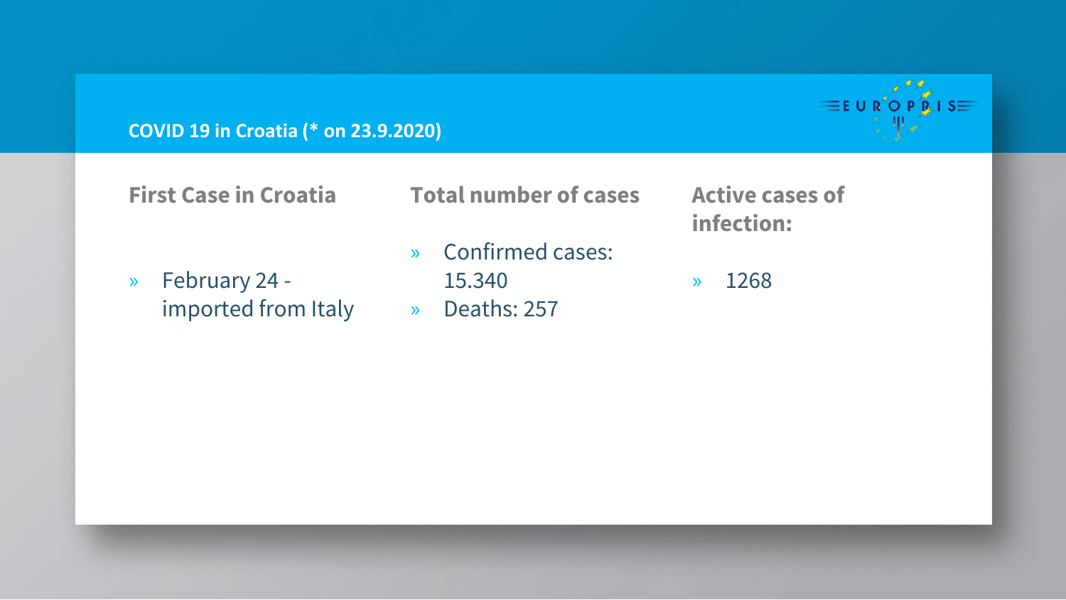## COVID 19 in Croatia (* on 23.9.2020)

### First Case in Croatia

- February 24 - imported from Italy

### Total number of cases

- Confirmed cases: 15.340
- Deaths: 257

### Active cases of infection:

- 1268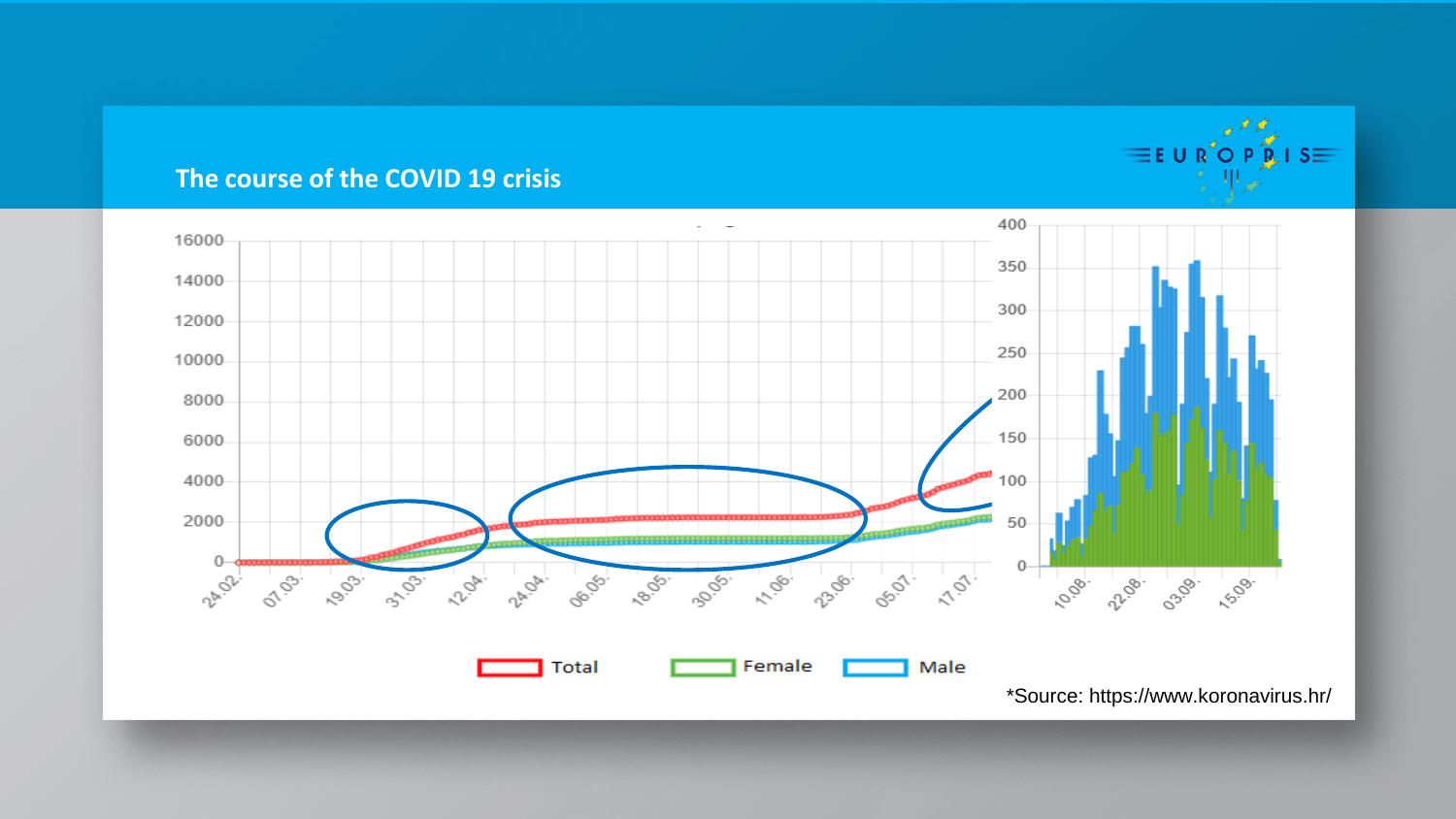## The course of the COVID 19 crisis

*Source: https://www.koronavirus.hr/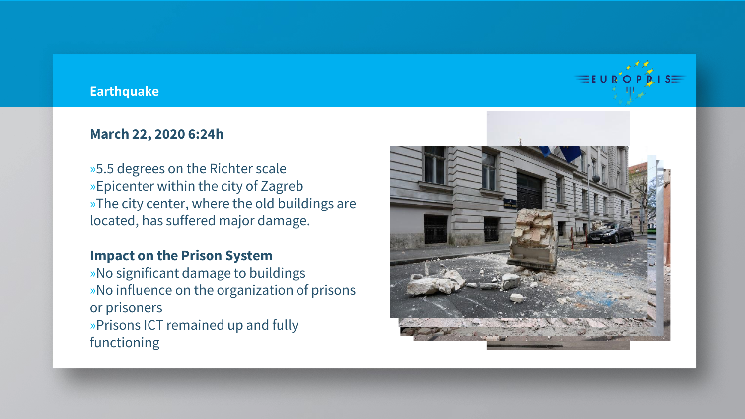## Earthquake

**March 22, 2020 6:24h**

- 5.5 degrees on the Richter scale
- Epicenter within the city of Zagreb
- The city center, where the old buildings are located, has suffered major damage.

**Impact on the Prison System**

- No significant damage to buildings
- No influence on the organization of prisons or prisoners
- Prisons ICT remained up and fully functioning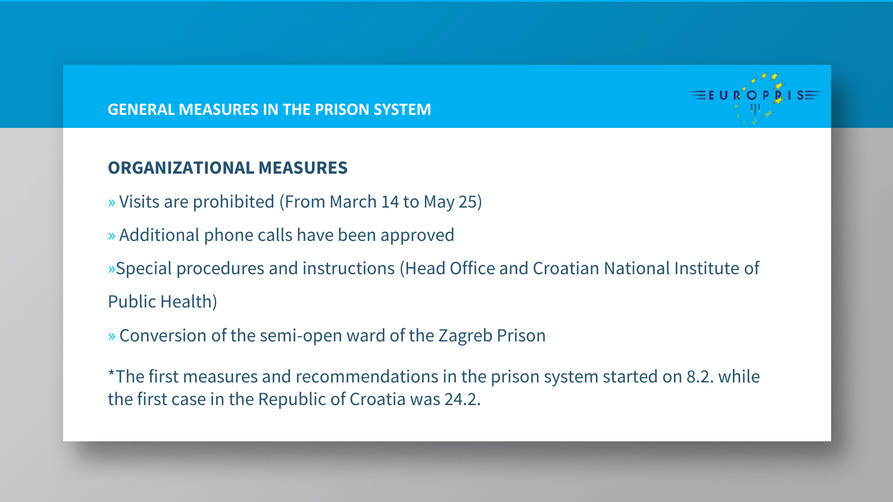## GENERAL MEASURES IN THE PRISON SYSTEM

### ORGANIZATIONAL MEASURES

» Visits are prohibited (From March 14 to May 25)

» Additional phone calls have been approved

»Special procedures and instructions (Head Office and Croatian National Institute of Public Health)

» Conversion of the semi-open ward of the Zagreb Prison

*The first measures and recommendations in the prison system started on 8.2. while the first case in the Republic of Croatia was 24.2.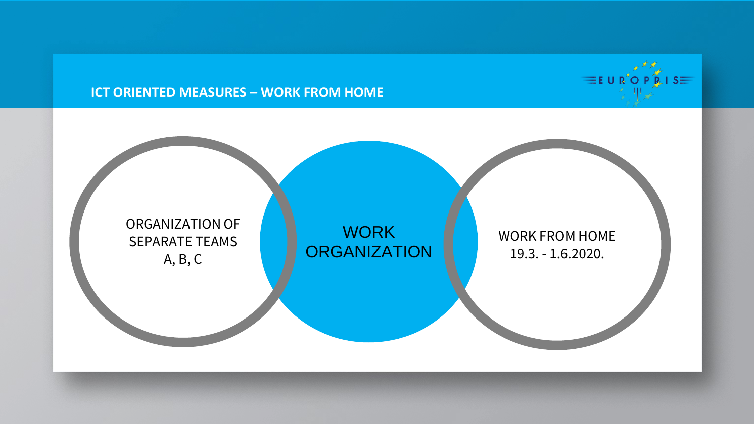## ICT ORIENTED MEASURES – WORK FROM HOME

ORGANIZATION OF SEPARATE TEAMS A, B, C

WORK ORGANIZATION

WORK FROM HOME 19.3. - 1.6.2020.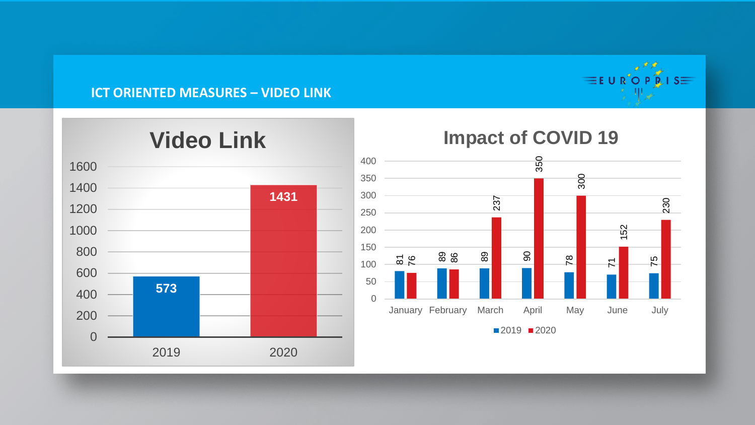## ICT ORIENTED MEASURES – VIDEO LINK

### Video Link

| Year | Video Link |
| --- | --- |
| 2019 | 573 |
| 2020 | 1431 |

### Impact of COVID 19

| Month | 2019 | 2020 |
| --- | --- | --- |
| January | 81 | 76 |
| February | 89 | 86 |
| March | 89 | 237 |
| April | 90 | 350 |
| May | 78 | 300 |
| June | 71 | 152 |
| July | 75 | 230 |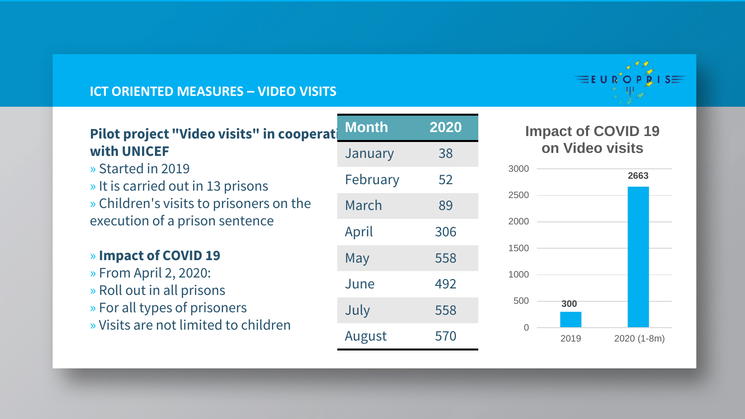## ICT ORIENTED MEASURES – VIDEO VISITS

**Pilot project "Video visits" in cooperation with UNICEF**

- Started in 2019
- It is carried out in 13 prisons
- Children's visits to prisoners on the execution of a prison sentence

- **Impact of COVID 19**
- From April 2, 2020:
- Roll out in all prisons
- For all types of prisoners
- Visits are not limited to children

| Month | 2020 |
|---|---|
| January | 38 |
| February | 52 |
| March | 89 |
| April | 306 |
| May | 558 |
| June | 492 |
| July | 558 |
| August | 570 |

**Impact of COVID 19 on Video visits**

| Year | Video visits |
|---|---|
| 2019 | 300 |
| 2020 (1-8m) | 2663 |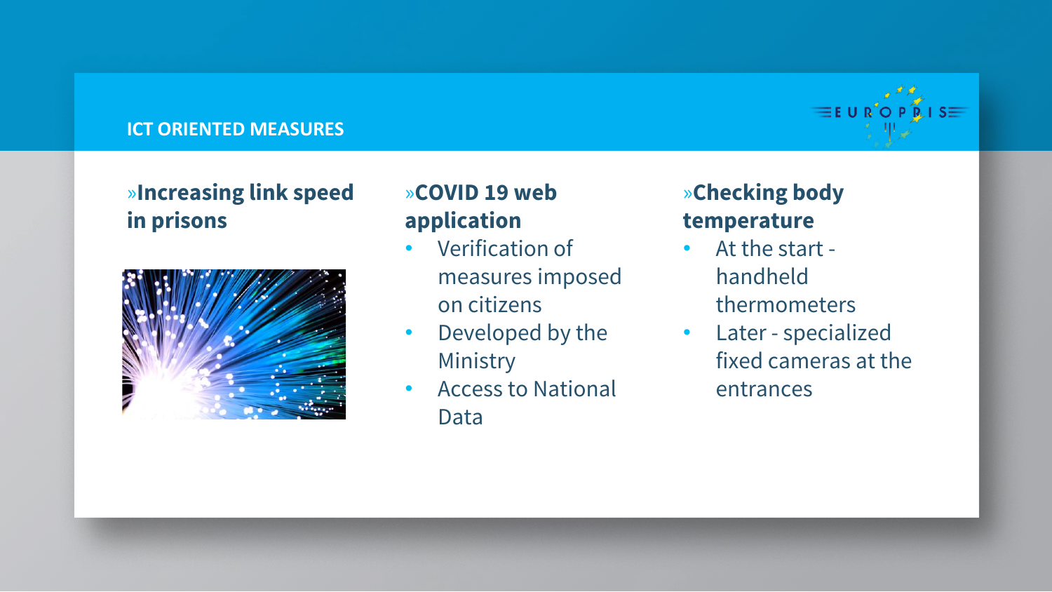## ICT ORIENTED MEASURES

### »Increasing link speed in prisons

### »COVID 19 web application

- Verification of measures imposed on citizens
- Developed by the Ministry
- Access to National Data

### »Checking body temperature

- At the start - handheld thermometers
- Later - specialized fixed cameras at the entrances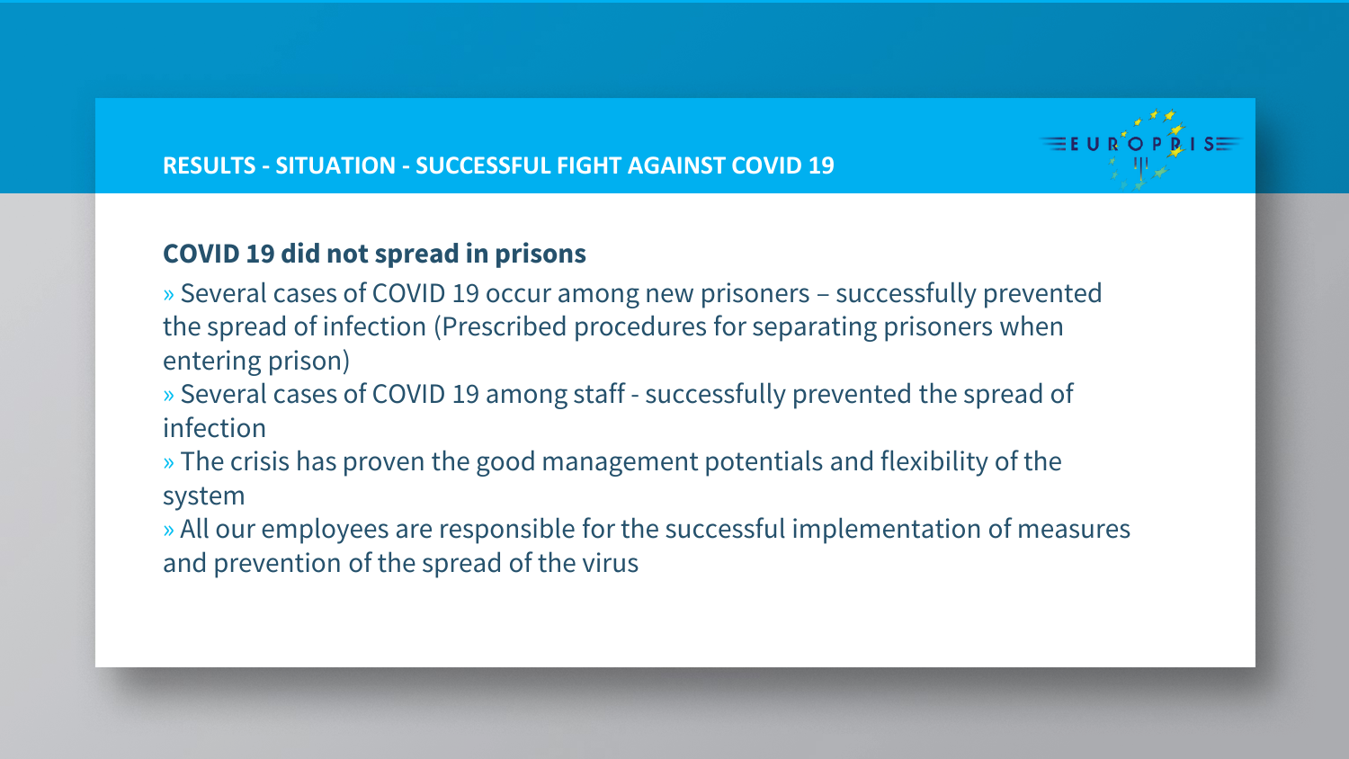## RESULTS - SITUATION - SUCCESSFUL FIGHT AGAINST COVID 19

### COVID 19 did not spread in prisons

- » Several cases of COVID 19 occur among new prisoners – successfully prevented the spread of infection (Prescribed procedures for separating prisoners when entering prison)
- » Several cases of COVID 19 among staff - successfully prevented the spread of infection
- » The crisis has proven the good management potentials and flexibility of the system
- » All our employees are responsible for the successful implementation of measures and prevention of the spread of the virus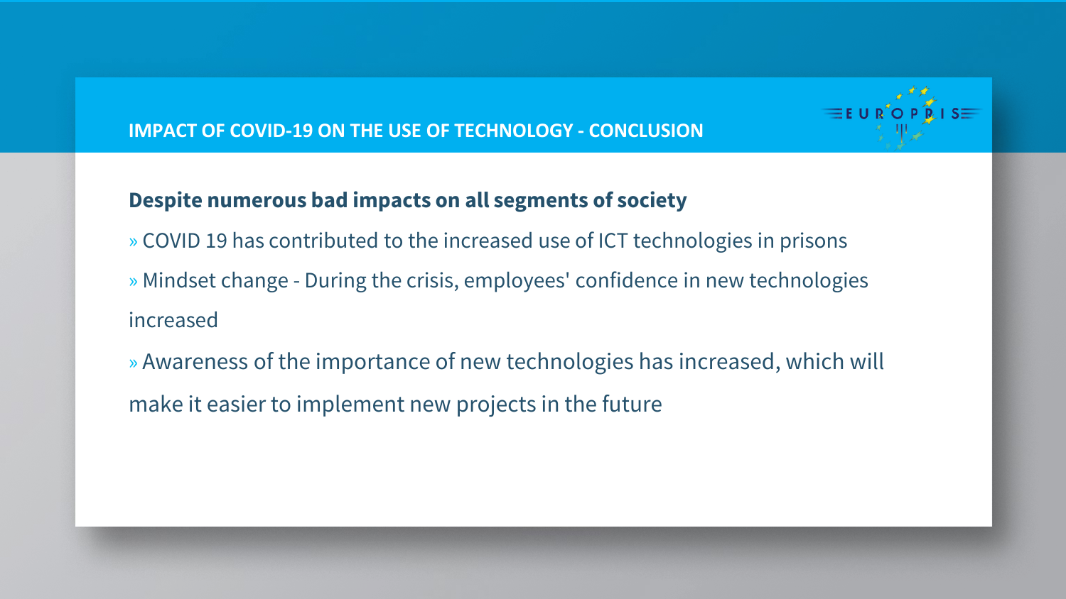## IMPACT OF COVID-19 ON THE USE OF TECHNOLOGY - CONCLUSION

**Despite numerous bad impacts on all segments of society**

» COVID 19 has contributed to the increased use of ICT technologies in prisons

» Mindset change - During the crisis, employees' confidence in new technologies increased

» Awareness of the importance of new technologies has increased, which will make it easier to implement new projects in the future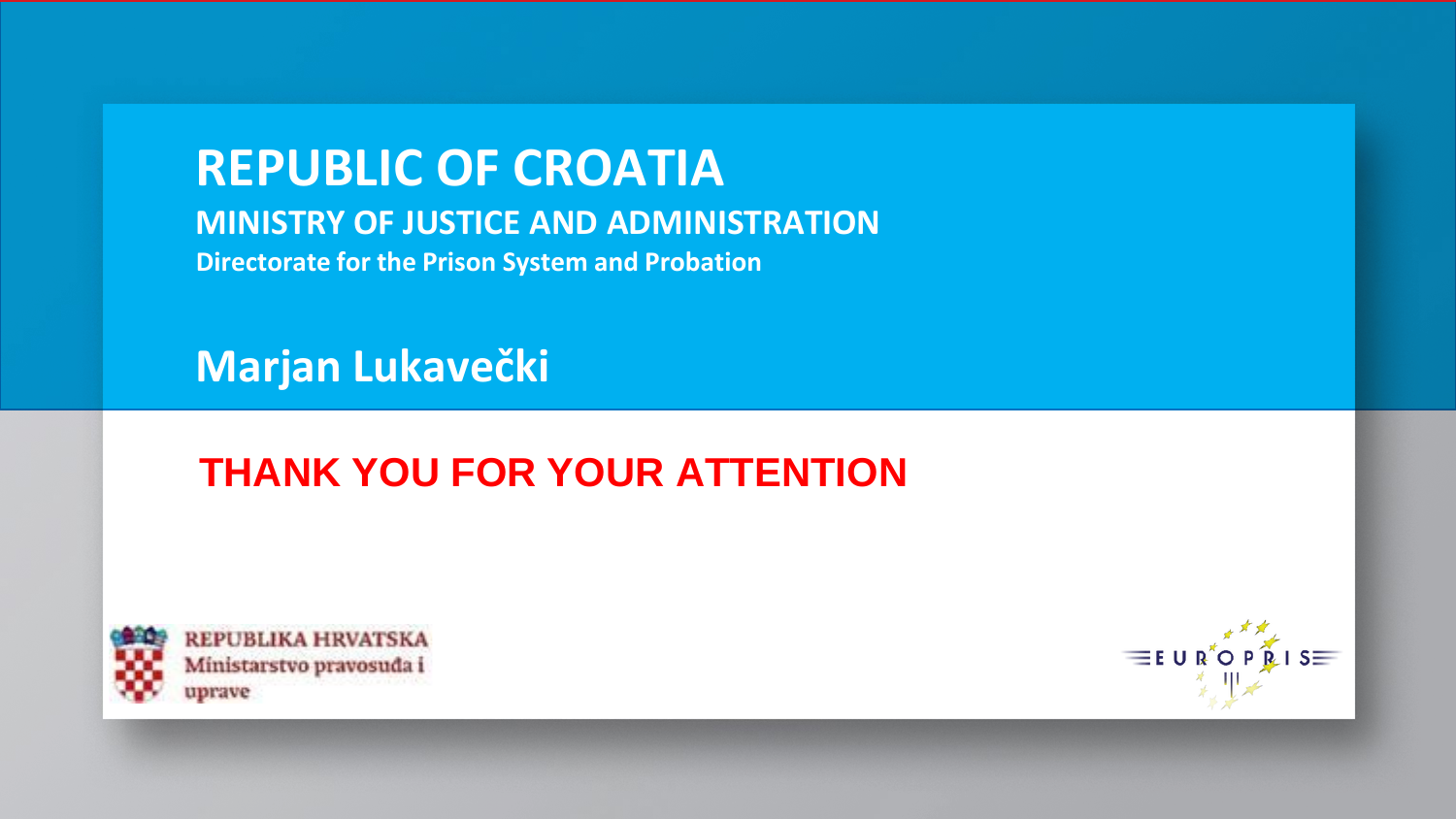# REPUBLIC OF CROATIA

## MINISTRY OF JUSTICE AND ADMINISTRATION

**Directorate for the Prison System and Probation**

## Marjan Lukavečki

**THANK YOU FOR YOUR ATTENTION**

REPUBLIKA HRVATSKA
Ministarstvo pravosuđa i uprave

EUROPRIS